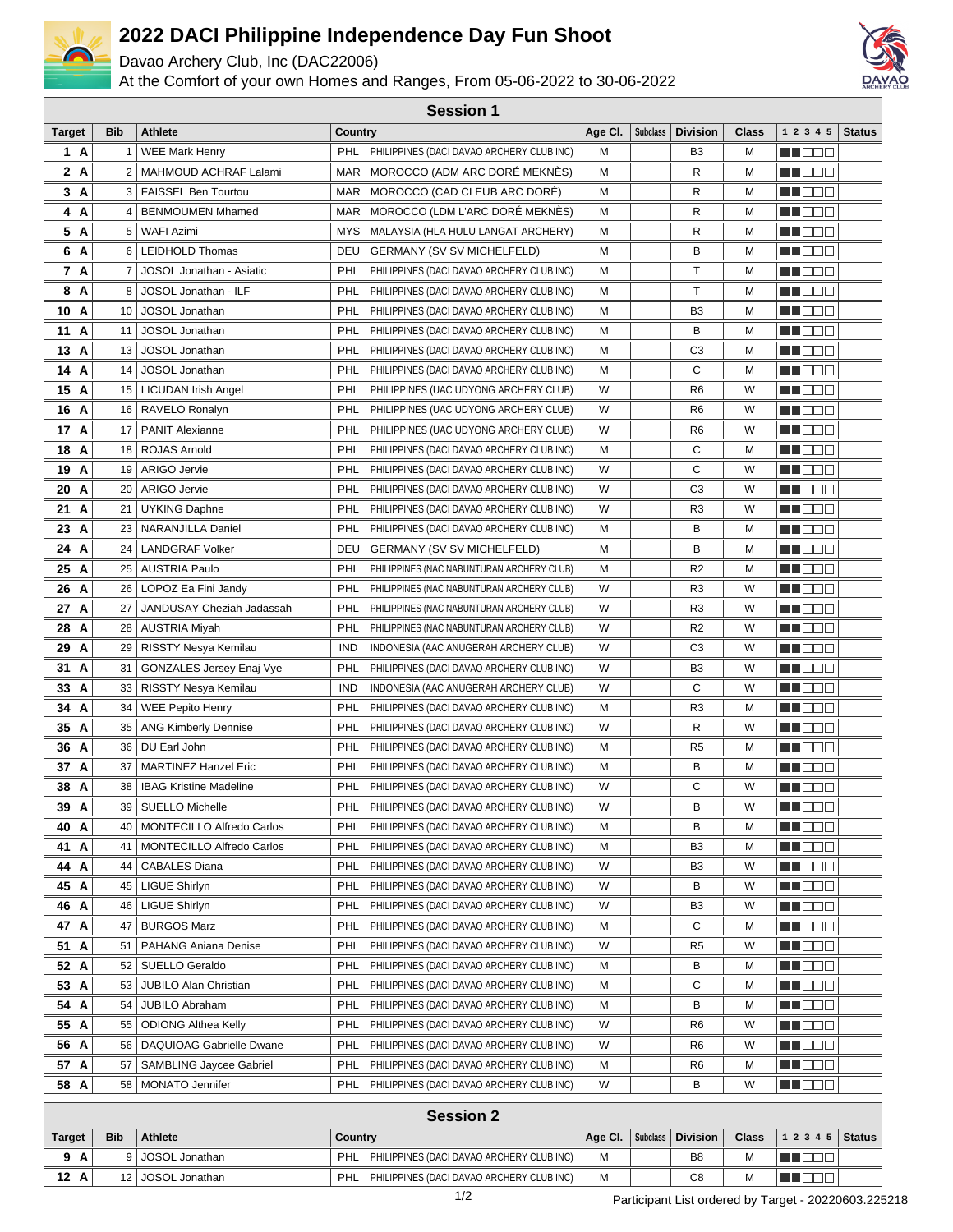# 2022 DACI Philippine Independence Day Fun Shoot

Davao Archery Club, Inc (DAC22006)

At the Comfort of your own Homes and Ranges, From 05-06-2022 to 30-06-2022

## Session 1

| Target | Bib | Athlete | Country | | Age Cl. | Subclass | Division | Class | 1 2 3 4 5 | Status |
|---|---|---|---|---|---|---|---|---|---|---|
| 1 A | 1 | WEE Mark Henry | PHL | PHILIPPINES (DACI DAVAO ARCHERY CLUB INC) | M | | B3 | M | | |
| 2 A | 2 | MAHMOUD ACHRAF Lalami | MAR | MOROCCO (ADM ARC DORÉ MEKNÈS) | M | | R | M | | |
| 3 A | 3 | FAISSEL Ben Tourtou | MAR | MOROCCO (CAD CLEUB ARC DORÉ) | M | | R | M | | |
| 4 A | 4 | BENMOUMEN Mhamed | MAR | MOROCCO (LDM L'ARC DORÉ MEKNÈS) | M | | R | M | | |
| 5 A | 5 | WAFI Azimi | MYS | MALAYSIA (HLA HULU LANGAT ARCHERY) | M | | R | M | | |
| 6 A | 6 | LEIDHOLD Thomas | DEU | GERMANY (SV SV MICHELFELD) | M | | B | M | | |
| 7 A | 7 | JOSOL Jonathan - Asiatic | PHL | PHILIPPINES (DACI DAVAO ARCHERY CLUB INC) | M | | T | M | | |
| 8 A | 8 | JOSOL Jonathan - ILF | PHL | PHILIPPINES (DACI DAVAO ARCHERY CLUB INC) | M | | T | M | | |
| 10 A | 10 | JOSOL Jonathan | PHL | PHILIPPINES (DACI DAVAO ARCHERY CLUB INC) | M | | B3 | M | | |
| 11 A | 11 | JOSOL Jonathan | PHL | PHILIPPINES (DACI DAVAO ARCHERY CLUB INC) | M | | B | M | | |
| 13 A | 13 | JOSOL Jonathan | PHL | PHILIPPINES (DACI DAVAO ARCHERY CLUB INC) | M | | C3 | M | | |
| 14 A | 14 | JOSOL Jonathan | PHL | PHILIPPINES (DACI DAVAO ARCHERY CLUB INC) | M | | C | M | | |
| 15 A | 15 | LICUDAN Irish Angel | PHL | PHILIPPINES (UAC UDYONG ARCHERY CLUB) | W | | R6 | W | | |
| 16 A | 16 | RAVELO Ronalyn | PHL | PHILIPPINES (UAC UDYONG ARCHERY CLUB) | W | | R6 | W | | |
| 17 A | 17 | PANIT Alexianne | PHL | PHILIPPINES (UAC UDYONG ARCHERY CLUB) | W | | R6 | W | | |
| 18 A | 18 | ROJAS Arnold | PHL | PHILIPPINES (DACI DAVAO ARCHERY CLUB INC) | M | | C | M | | |
| 19 A | 19 | ARIGO Jervie | PHL | PHILIPPINES (DACI DAVAO ARCHERY CLUB INC) | W | | C | W | | |
| 20 A | 20 | ARIGO Jervie | PHL | PHILIPPINES (DACI DAVAO ARCHERY CLUB INC) | W | | C3 | W | | |
| 21 A | 21 | UYKING Daphne | PHL | PHILIPPINES (DACI DAVAO ARCHERY CLUB INC) | W | | R3 | W | | |
| 23 A | 23 | NARANJILLA Daniel | PHL | PHILIPPINES (DACI DAVAO ARCHERY CLUB INC) | M | | B | M | | |
| 24 A | 24 | LANDGRAF Volker | DEU | GERMANY (SV SV MICHELFELD) | M | | B | M | | |
| 25 A | 25 | AUSTRIA Paulo | PHL | PHILIPPINES (NAC NABUNTURAN ARCHERY CLUB) | M | | R2 | M | | |
| 26 A | 26 | LOPOZ Ea Fini Jandy | PHL | PHILIPPINES (NAC NABUNTURAN ARCHERY CLUB) | W | | R3 | W | | |
| 27 A | 27 | JANDUSAY Cheziah Jadassah | PHL | PHILIPPINES (NAC NABUNTURAN ARCHERY CLUB) | W | | R3 | W | | |
| 28 A | 28 | AUSTRIA Miyah | PHL | PHILIPPINES (NAC NABUNTURAN ARCHERY CLUB) | W | | R2 | W | | |
| 29 A | 29 | RISSTY Nesya Kemilau | IND | INDONESIA (AAC ANUGERAH ARCHERY CLUB) | W | | C3 | W | | |
| 31 A | 31 | GONZALES Jersey Enaj Vye | PHL | PHILIPPINES (DACI DAVAO ARCHERY CLUB INC) | W | | B3 | W | | |
| 33 A | 33 | RISSTY Nesya Kemilau | IND | INDONESIA (AAC ANUGERAH ARCHERY CLUB) | W | | C | W | | |
| 34 A | 34 | WEE Pepito Henry | PHL | PHILIPPINES (DACI DAVAO ARCHERY CLUB INC) | M | | R3 | M | | |
| 35 A | 35 | ANG Kimberly Dennise | PHL | PHILIPPINES (DACI DAVAO ARCHERY CLUB INC) | W | | R | W | | |
| 36 A | 36 | DU Earl John | PHL | PHILIPPINES (DACI DAVAO ARCHERY CLUB INC) | M | | R5 | M | | |
| 37 A | 37 | MARTINEZ Hanzel Eric | PHL | PHILIPPINES (DACI DAVAO ARCHERY CLUB INC) | M | | B | M | | |
| 38 A | 38 | IBAG Kristine Madeline | PHL | PHILIPPINES (DACI DAVAO ARCHERY CLUB INC) | W | | C | W | | |
| 39 A | 39 | SUELLO Michelle | PHL | PHILIPPINES (DACI DAVAO ARCHERY CLUB INC) | W | | B | W | | |
| 40 A | 40 | MONTECILLO Alfredo Carlos | PHL | PHILIPPINES (DACI DAVAO ARCHERY CLUB INC) | M | | B | M | | |
| 41 A | 41 | MONTECILLO Alfredo Carlos | PHL | PHILIPPINES (DACI DAVAO ARCHERY CLUB INC) | M | | B3 | M | | |
| 44 A | 44 | CABALES Diana | PHL | PHILIPPINES (DACI DAVAO ARCHERY CLUB INC) | W | | B3 | W | | |
| 45 A | 45 | LIGUE Shirlyn | PHL | PHILIPPINES (DACI DAVAO ARCHERY CLUB INC) | W | | B | W | | |
| 46 A | 46 | LIGUE Shirlyn | PHL | PHILIPPINES (DACI DAVAO ARCHERY CLUB INC) | W | | B3 | W | | |
| 47 A | 47 | BURGOS Marz | PHL | PHILIPPINES (DACI DAVAO ARCHERY CLUB INC) | M | | C | M | | |
| 51 A | 51 | PAHANG Aniana Denise | PHL | PHILIPPINES (DACI DAVAO ARCHERY CLUB INC) | W | | R5 | W | | |
| 52 A | 52 | SUELLO Geraldo | PHL | PHILIPPINES (DACI DAVAO ARCHERY CLUB INC) | M | | B | M | | |
| 53 A | 53 | JUBILO Alan Christian | PHL | PHILIPPINES (DACI DAVAO ARCHERY CLUB INC) | M | | C | M | | |
| 54 A | 54 | JUBILO Abraham | PHL | PHILIPPINES (DACI DAVAO ARCHERY CLUB INC) | M | | B | M | | |
| 55 A | 55 | ODIONG Althea Kelly | PHL | PHILIPPINES (DACI DAVAO ARCHERY CLUB INC) | W | | R6 | W | | |
| 56 A | 56 | DAQUIOAG Gabrielle Dwane | PHL | PHILIPPINES (DACI DAVAO ARCHERY CLUB INC) | W | | R6 | W | | |
| 57 A | 57 | SAMBLING Jaycee Gabriel | PHL | PHILIPPINES (DACI DAVAO ARCHERY CLUB INC) | M | | R6 | M | | |
| 58 A | 58 | MONATO Jennifer | PHL | PHILIPPINES (DACI DAVAO ARCHERY CLUB INC) | W | | B | W | | |

## Session 2

| Target | Bib | Athlete | Country | | Age Cl. | Subclass | Division | Class | 1 2 3 4 5 | Status |
|---|---|---|---|---|---|---|---|---|---|---|
| 9 A | 9 | JOSOL Jonathan | PHL | PHILIPPINES (DACI DAVAO ARCHERY CLUB INC) | M | | B8 | M | | |
| 12 A | 12 | JOSOL Jonathan | PHL | PHILIPPINES (DACI DAVAO ARCHERY CLUB INC) | M | | C8 | M | | |

Participant List ordered by Target - 20220603.225218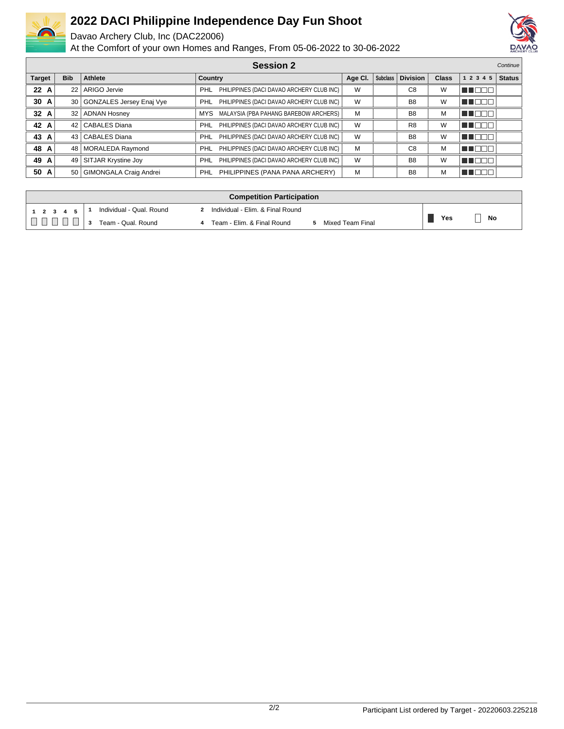# 2022 DACI Philippine Independence Day Fun Shoot

Davao Archery Club, Inc (DAC22006)

At the Comfort of your own Homes and Ranges, From 05-06-2022 to 30-06-2022

## Session 2

*Continue*

| Target | Bib | Athlete | Country | Age Cl. | Subclass | Division | Class | 1 2 3 4 5 | Status |
|---|---|---|---|---|---|---|---|---|---|
| 22 A | 22 | ARIGO Jervie | PHL PHILIPPINES (DACI DAVAO ARCHERY CLUB INC) | W | | C8 | W | ■■□□□ | |
| 30 A | 30 | GONZALES Jersey Enaj Vye | PHL PHILIPPINES (DACI DAVAO ARCHERY CLUB INC) | W | | B8 | W | ■■□□□ | |
| 32 A | 32 | ADNAN Hosney | MYS MALAYSIA (PBA PAHANG BAREBOW ARCHERS) | M | | B8 | M | ■■□□□ | |
| 42 A | 42 | CABALES Diana | PHL PHILIPPINES (DACI DAVAO ARCHERY CLUB INC) | W | | R8 | W | ■■□□□ | |
| 43 A | 43 | CABALES Diana | PHL PHILIPPINES (DACI DAVAO ARCHERY CLUB INC) | W | | B8 | W | ■■□□□ | |
| 48 A | 48 | MORALEDA Raymond | PHL PHILIPPINES (DACI DAVAO ARCHERY CLUB INC) | M | | C8 | M | ■■□□□ | |
| 49 A | 49 | SITJAR Krystine Joy | PHL PHILIPPINES (DACI DAVAO ARCHERY CLUB INC) | W | | B8 | W | ■■□□□ | |
| 50 A | 50 | GIMONGALA Craig Andrei | PHL PHILIPPINES (PANA PANA ARCHERY) | M | | B8 | M | ■■□□□ | |

**Competition Participation**

1 2 3 4 5
□ □ □ □ □

1 Individual - Qual. Round
2 Individual - Elim. & Final Round
3 Team - Qual. Round
4 Team - Elim. & Final Round
5 Mixed Team Final

■ Yes □ No

Participant List ordered by Target - 20220603.225218